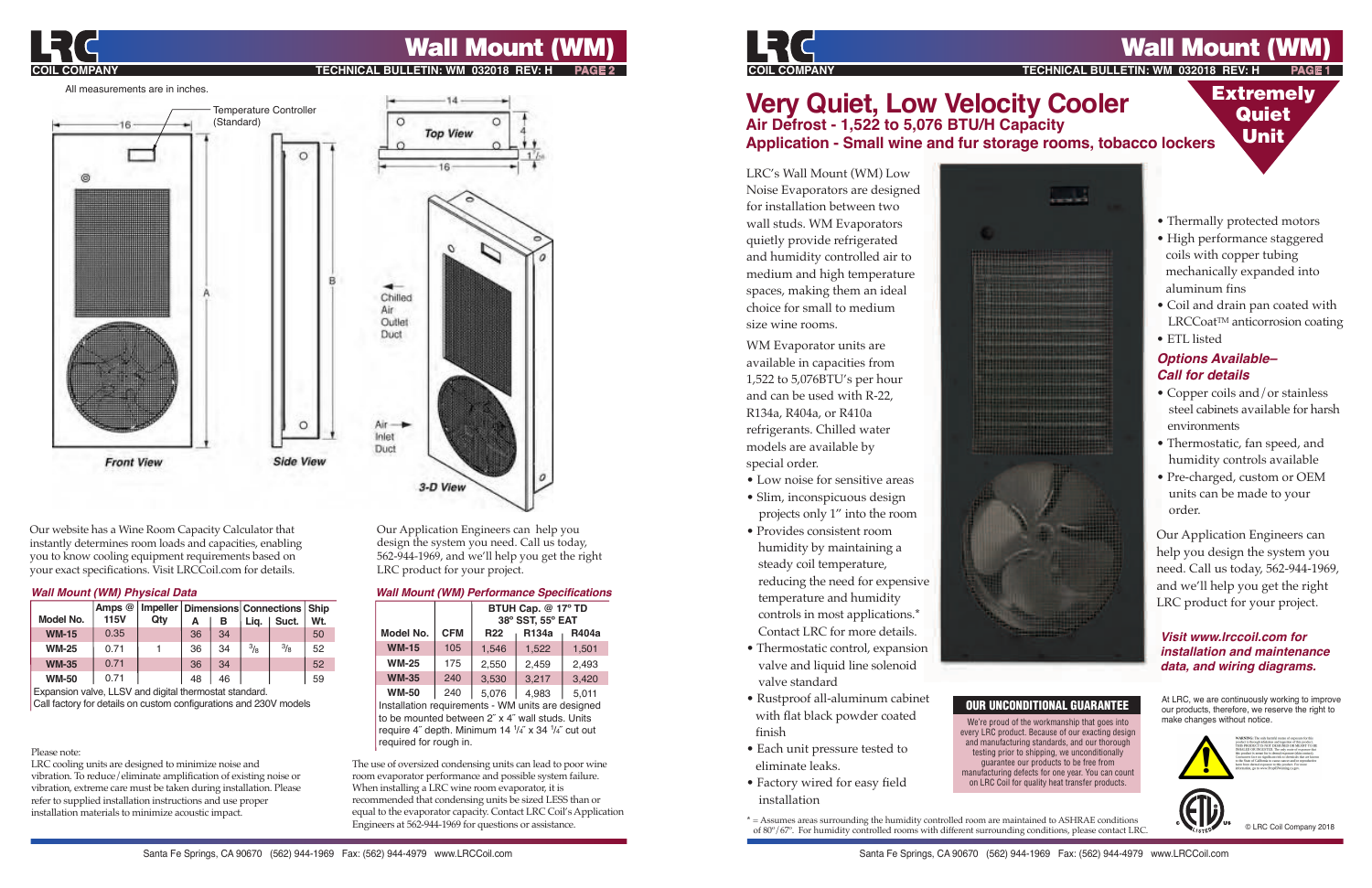# Wall Mount (WM)

All measurements are in inches.

Temperature Controller (Standard)

Front View — Side View — Top View — 3-D View

Chilled Air Outlet Duct

Air Inlet Duct

Our website has a Wine Room Capacity Calculator that instantly determines room loads and capacities, enabling you to know cooling equipment requirements based on your exact specifications. Visit LRCCoil.com for details.

Our Application Engineers can help you design the system you need. Call us today, 562-944-1969, and we'll help you get the right LRC product for your project.

### *Wall Mount (WM) Physical Data*

| Model No. | Amps @ 115V | Impeller Qty | Dimensions A | Dimensions B | Connections Liq. | Connections Suct. | Ship Wt. |
|---|---|---|---|---|---|---|---|
| WM-15 | 0.35 | | 36 | 34 | | | 50 |
| WM-25 | 0.71 | 1 | 36 | 34 | 3/8 | 3/8 | 52 |
| WM-35 | 0.71 | | 36 | 34 | | | 52 |
| WM-50 | 0.71 | | 48 | 46 | | | 59 |

Expansion valve, LLSV and digital thermostat standard.
Call factory for details on custom configurations and 230V models

### *Wall Mount (WM) Performance Specifications*

| Model No. | CFM | BTUH Cap. @ 17° TD 38° SST, 55° EAT R22 | R134a | R404a |
|---|---|---|---|---|
| WM-15 | 105 | 1,546 | 1,522 | 1,501 |
| WM-25 | 175 | 2,550 | 2,459 | 2,493 |
| WM-35 | 240 | 3,530 | 3,217 | 3,420 |
| WM-50 | 240 | 5,076 | 4,983 | 5,011 |

Installation requirements - WM units are designed to be mounted between 2˝ x 4˝ wall studs. Units require 4˝ depth. Minimum 14 1/4˝ x 34 1/4˝ cut out required for rough in.

Please note:
LRC cooling units are designed to minimize noise and vibration. To reduce/eliminate amplification of existing noise or vibration, extreme care must be taken during installation. Please refer to supplied installation instructions and use proper installation materials to minimize acoustic impact.

The use of oversized condensing units can lead to poor wine room evaporator performance and possible system failure. When installing a LRC wine room evaporator, it is recommended that condensing units be sized LESS than or equal to the evaporator capacity. Contact LRC Coil's Application Engineers at 562-944-1969 for questions or assistance.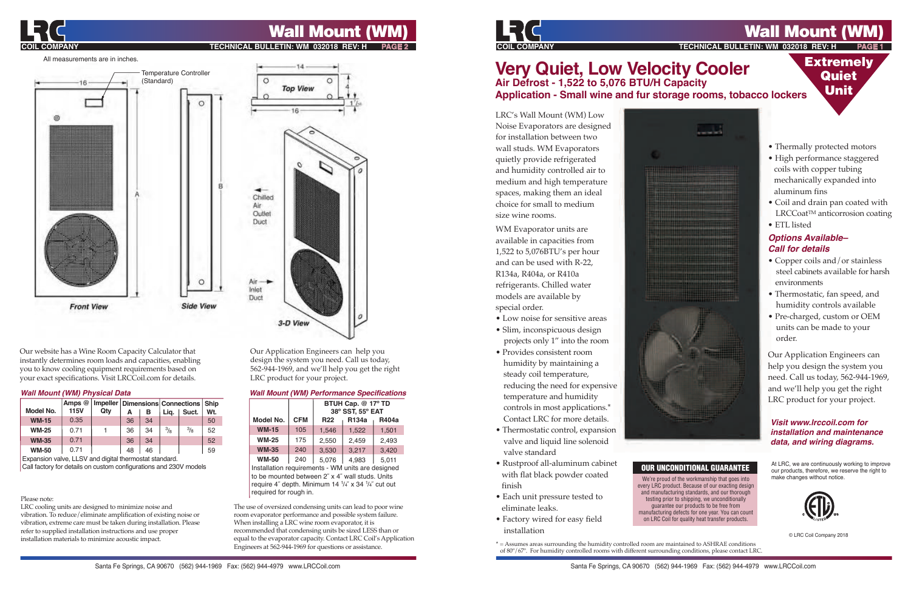All measurements are in inches.

Temperature Controller (Standard)

Front View

Side View

Top View

Chilled Air Outlet Duct

Air Inlet Duct

3-D View

Our website has a Wine Room Capacity Calculator that instantly determines room loads and capacities, enabling you to know cooling equipment requirements based on your exact specifications. Visit LRCCoil.com for details.

Our Application Engineers can help you design the system you need. Call us today, 562-944-1969, and we'll help you get the right LRC product for your project.

### *Wall Mount (WM) Physical Data*

| Model No. | Amps @ 115V | Impeller Qty | Dimensions A | Dimensions B | Connections Liq. | Connections Suct. | Ship Wt. |
|---|---|---|---|---|---|---|---|
| WM-15 | 0.35 | | 36 | 34 | | | 50 |
| WM-25 | 0.71 | 1 | 36 | 34 | 3/8 | 3/8 | 52 |
| WM-35 | 0.71 | | 36 | 34 | | | 52 |
| WM-50 | 0.71 | | 48 | 46 | | | 59 |

Expansion valve, LLSV and digital thermostat standard.
Call factory for details on custom configurations and 230V models

### *Wall Mount (WM) Performance Specifications*

| Model No. | CFM | BTUH Cap. @ 17° TD 38° SST, 55° EAT R22 | R134a | R404a |
|---|---|---|---|---|
| WM-15 | 105 | 1,546 | 1,522 | 1,501 |
| WM-25 | 175 | 2,550 | 2,459 | 2,493 |
| WM-35 | 240 | 3,530 | 3,217 | 3,420 |
| WM-50 | 240 | 5,076 | 4,983 | 5,011 |

Installation requirements - WM units are designed to be mounted between 2˝ x 4˝ wall studs. Units require 4˝ depth. Minimum 14 1/4˝ x 34 1/4˝ cut out required for rough in.

Please note:
LRC cooling units are designed to minimize noise and vibration. To reduce/eliminate amplification of existing noise or vibration, extreme care must be taken during installation. Please refer to supplied installation instructions and use proper installation materials to minimize acoustic impact.

The use of oversized condensing units can lead to poor wine room evaporator performance and possible system failure. When installing a LRC wine room evaporator, it is recommended that condensing units be sized LESS than or equal to the evaporator capacity. Contact LRC Coil's Application Engineers at 562-944-1969 for questions or assistance.